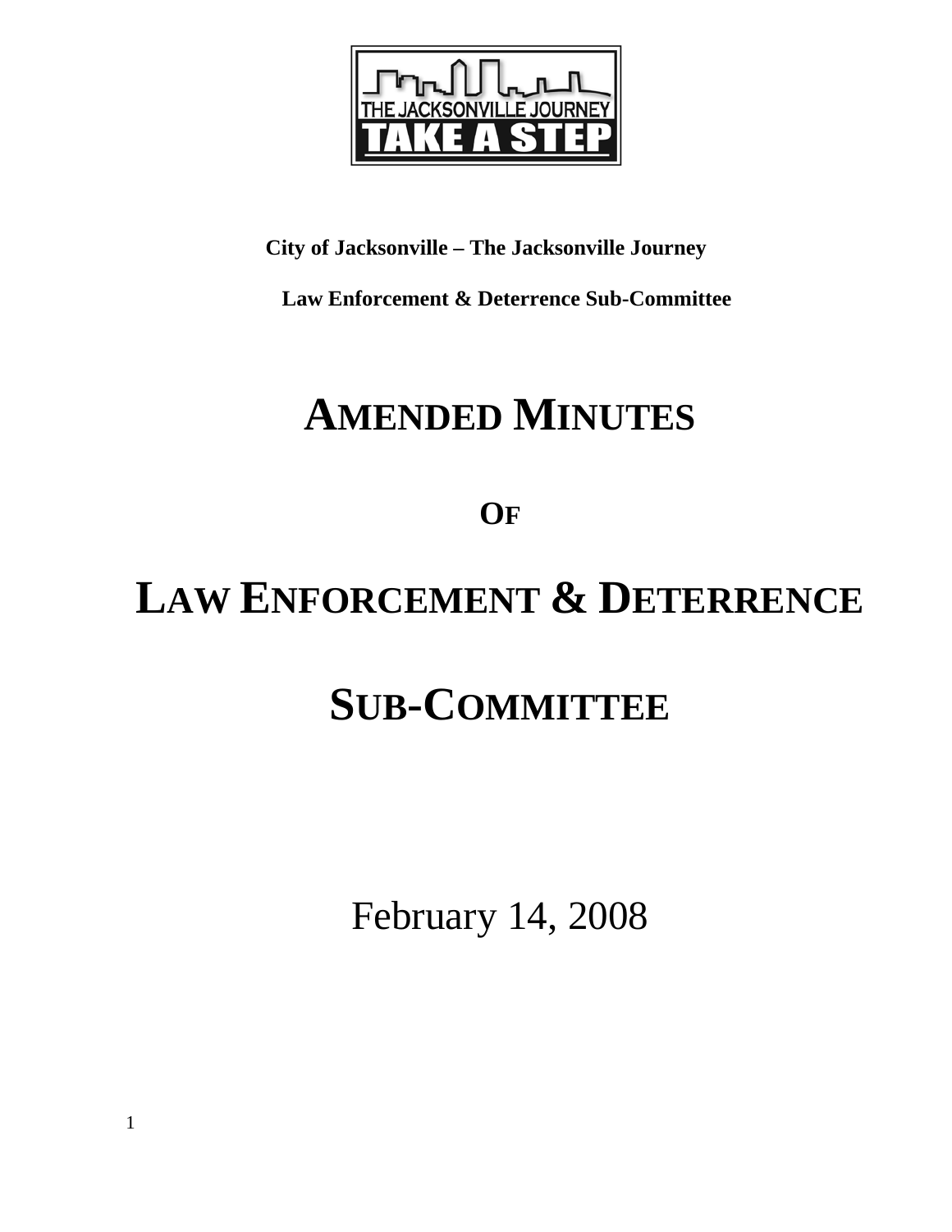THE JACKSONVILLE JOURNEY

TAKE A STEP

**City of Jacksonville – The Jacksonville Journey**

**Law Enforcement & Deterrence Sub-Committee**

# AMENDED MINUTES

# OF

# LAW ENFORCEMENT & DETERRENCE

# SUB-COMMITTEE

February 14, 2008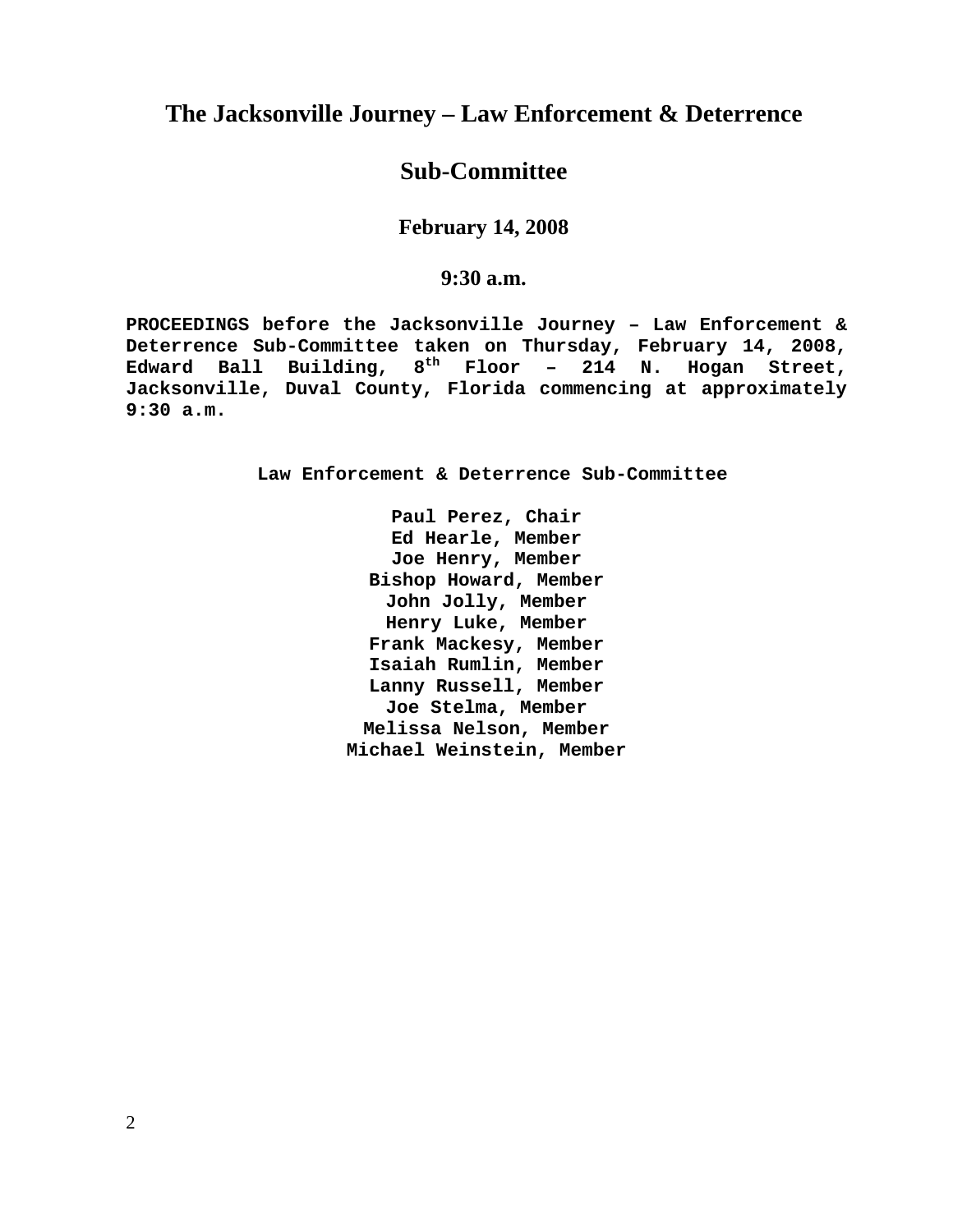# The Jacksonville Journey – Law Enforcement & Deterrence

# Sub-Committee

### February 14, 2008

### 9:30 a.m.

**PROCEEDINGS before the Jacksonville Journey – Law Enforcement & Deterrence Sub-Committee taken on Thursday, February 14, 2008, Edward Ball Building, 8th Floor – 214 N. Hogan Street, Jacksonville, Duval County, Florida commencing at approximately 9:30 a.m.**

**Law Enforcement & Deterrence Sub-Committee**

**Paul Perez, Chair**
**Ed Hearle, Member**
**Joe Henry, Member**
**Bishop Howard, Member**
**John Jolly, Member**
**Henry Luke, Member**
**Frank Mackesy, Member**
**Isaiah Rumlin, Member**
**Lanny Russell, Member**
**Joe Stelma, Member**
**Melissa Nelson, Member**
**Michael Weinstein, Member**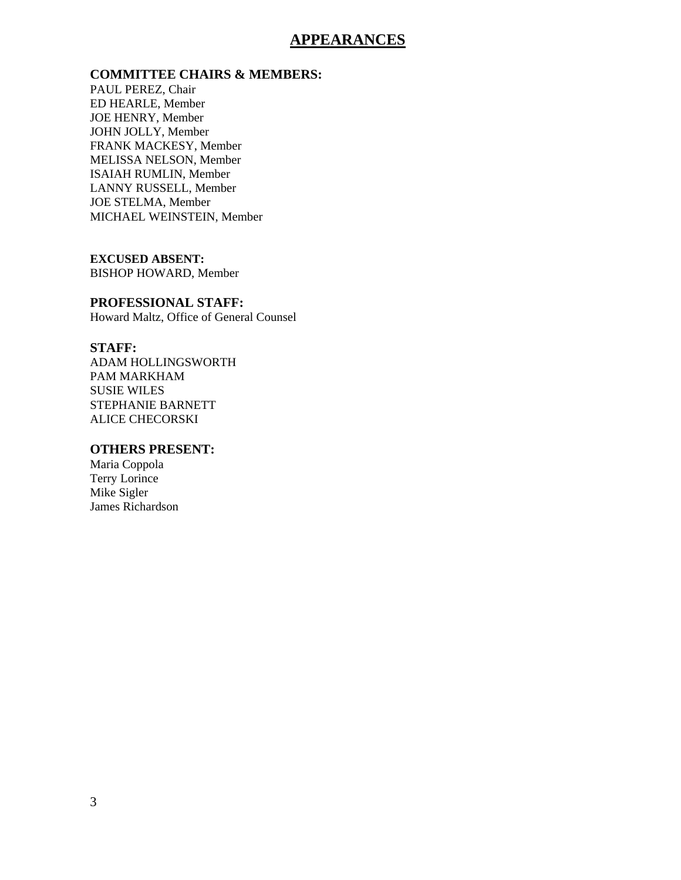# APPEARANCES

**COMMITTEE CHAIRS & MEMBERS:**
PAUL PEREZ, Chair
ED HEARLE, Member
JOE HENRY, Member
JOHN JOLLY, Member
FRANK MACKESY, Member
MELISSA NELSON, Member
ISAIAH RUMLIN, Member
LANNY RUSSELL, Member
JOE STELMA, Member
MICHAEL WEINSTEIN, Member

**EXCUSED ABSENT:**
BISHOP HOWARD, Member

**PROFESSIONAL STAFF:**
Howard Maltz, Office of General Counsel

**STAFF:**
ADAM HOLLINGSWORTH
PAM MARKHAM
SUSIE WILES
STEPHANIE BARNETT
ALICE CHECORSKI

**OTHERS PRESENT:**
Maria Coppola
Terry Lorince
Mike Sigler
James Richardson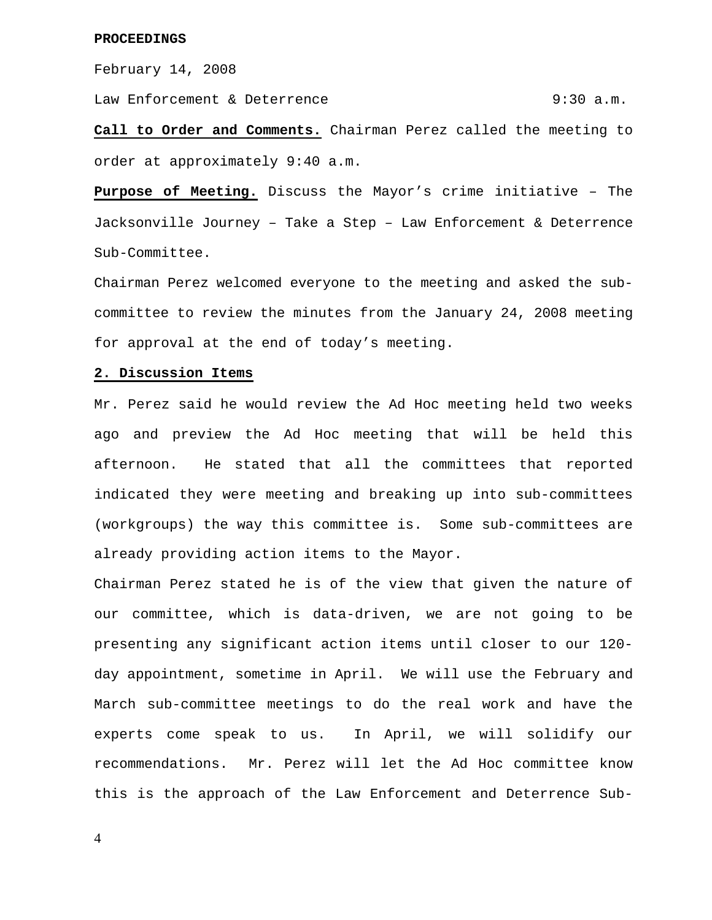**PROCEEDINGS**

February 14, 2008

Law Enforcement & Deterrence 9:30 a.m.

**Call to Order and Comments.** Chairman Perez called the meeting to order at approximately 9:40 a.m.

**Purpose of Meeting.** Discuss the Mayor's crime initiative – The Jacksonville Journey – Take a Step – Law Enforcement & Deterrence Sub-Committee.

Chairman Perez welcomed everyone to the meeting and asked the sub-committee to review the minutes from the January 24, 2008 meeting for approval at the end of today's meeting.

**2. Discussion Items**

Mr. Perez said he would review the Ad Hoc meeting held two weeks ago and preview the Ad Hoc meeting that will be held this afternoon. He stated that all the committees that reported indicated they were meeting and breaking up into sub-committees (workgroups) the way this committee is. Some sub-committees are already providing action items to the Mayor.

Chairman Perez stated he is of the view that given the nature of our committee, which is data-driven, we are not going to be presenting any significant action items until closer to our 120-day appointment, sometime in April. We will use the February and March sub-committee meetings to do the real work and have the experts come speak to us. In April, we will solidify our recommendations. Mr. Perez will let the Ad Hoc committee know this is the approach of the Law Enforcement and Deterrence Sub-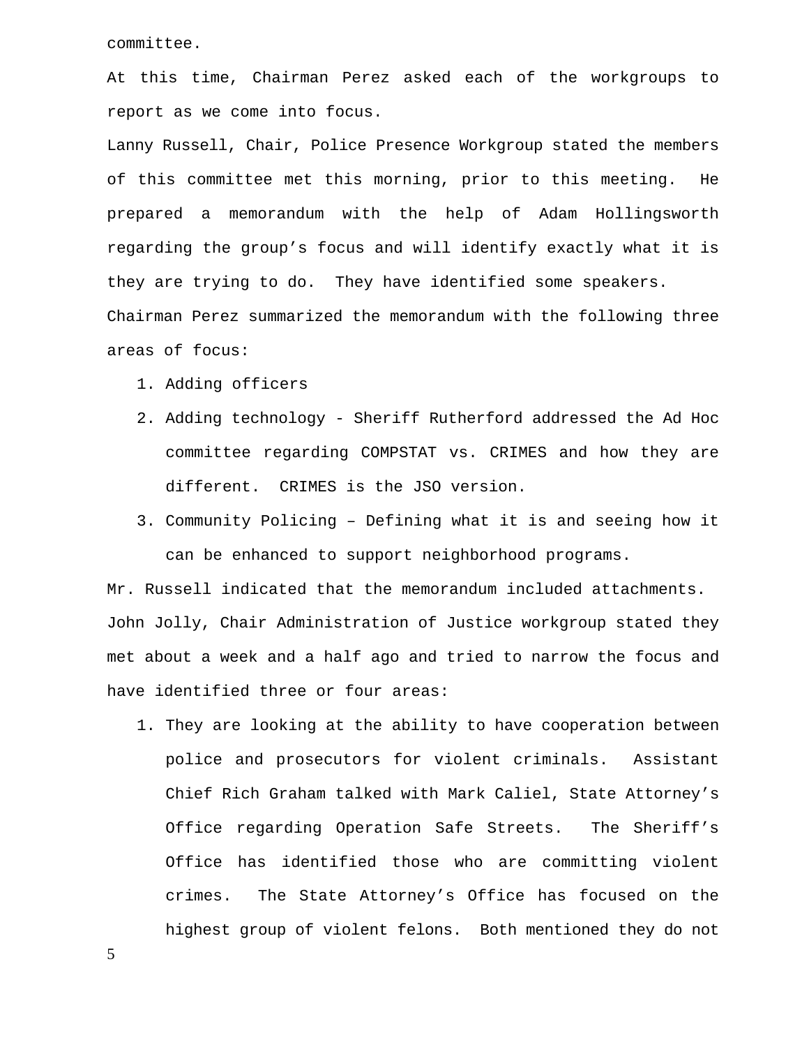committee.

At this time, Chairman Perez asked each of the workgroups to report as we come into focus.

Lanny Russell, Chair, Police Presence Workgroup stated the members of this committee met this morning, prior to this meeting. He prepared a memorandum with the help of Adam Hollingsworth regarding the group's focus and will identify exactly what it is they are trying to do. They have identified some speakers.

Chairman Perez summarized the memorandum with the following three areas of focus:

1. Adding officers
2. Adding technology - Sheriff Rutherford addressed the Ad Hoc committee regarding COMPSTAT vs. CRIMES and how they are different. CRIMES is the JSO version.
3. Community Policing – Defining what it is and seeing how it can be enhanced to support neighborhood programs.

Mr. Russell indicated that the memorandum included attachments.

John Jolly, Chair Administration of Justice workgroup stated they met about a week and a half ago and tried to narrow the focus and have identified three or four areas:

1. They are looking at the ability to have cooperation between police and prosecutors for violent criminals. Assistant Chief Rich Graham talked with Mark Caliel, State Attorney's Office regarding Operation Safe Streets. The Sheriff's Office has identified those who are committing violent crimes. The State Attorney's Office has focused on the highest group of violent felons. Both mentioned they do not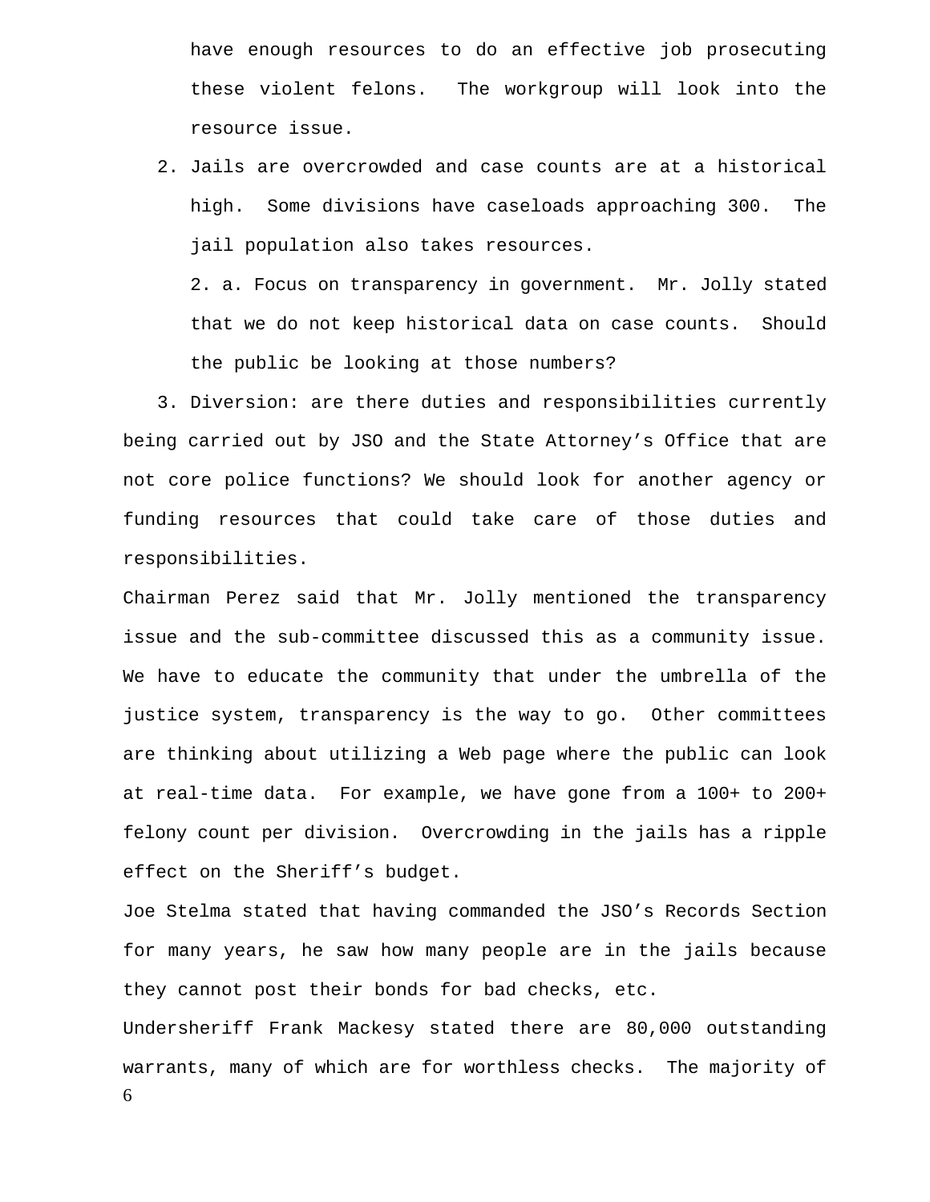have enough resources to do an effective job prosecuting these violent felons. The workgroup will look into the resource issue.

2. Jails are overcrowded and case counts are at a historical high. Some divisions have caseloads approaching 300. The jail population also takes resources.

   2. a. Focus on transparency in government. Mr. Jolly stated that we do not keep historical data on case counts. Should the public be looking at those numbers?

3. Diversion: are there duties and responsibilities currently being carried out by JSO and the State Attorney's Office that are not core police functions? We should look for another agency or funding resources that could take care of those duties and responsibilities.

Chairman Perez said that Mr. Jolly mentioned the transparency issue and the sub-committee discussed this as a community issue. We have to educate the community that under the umbrella of the justice system, transparency is the way to go. Other committees are thinking about utilizing a Web page where the public can look at real-time data. For example, we have gone from a 100+ to 200+ felony count per division. Overcrowding in the jails has a ripple effect on the Sheriff's budget.

Joe Stelma stated that having commanded the JSO's Records Section for many years, he saw how many people are in the jails because they cannot post their bonds for bad checks, etc.

Undersheriff Frank Mackesy stated there are 80,000 outstanding warrants, many of which are for worthless checks. The majority of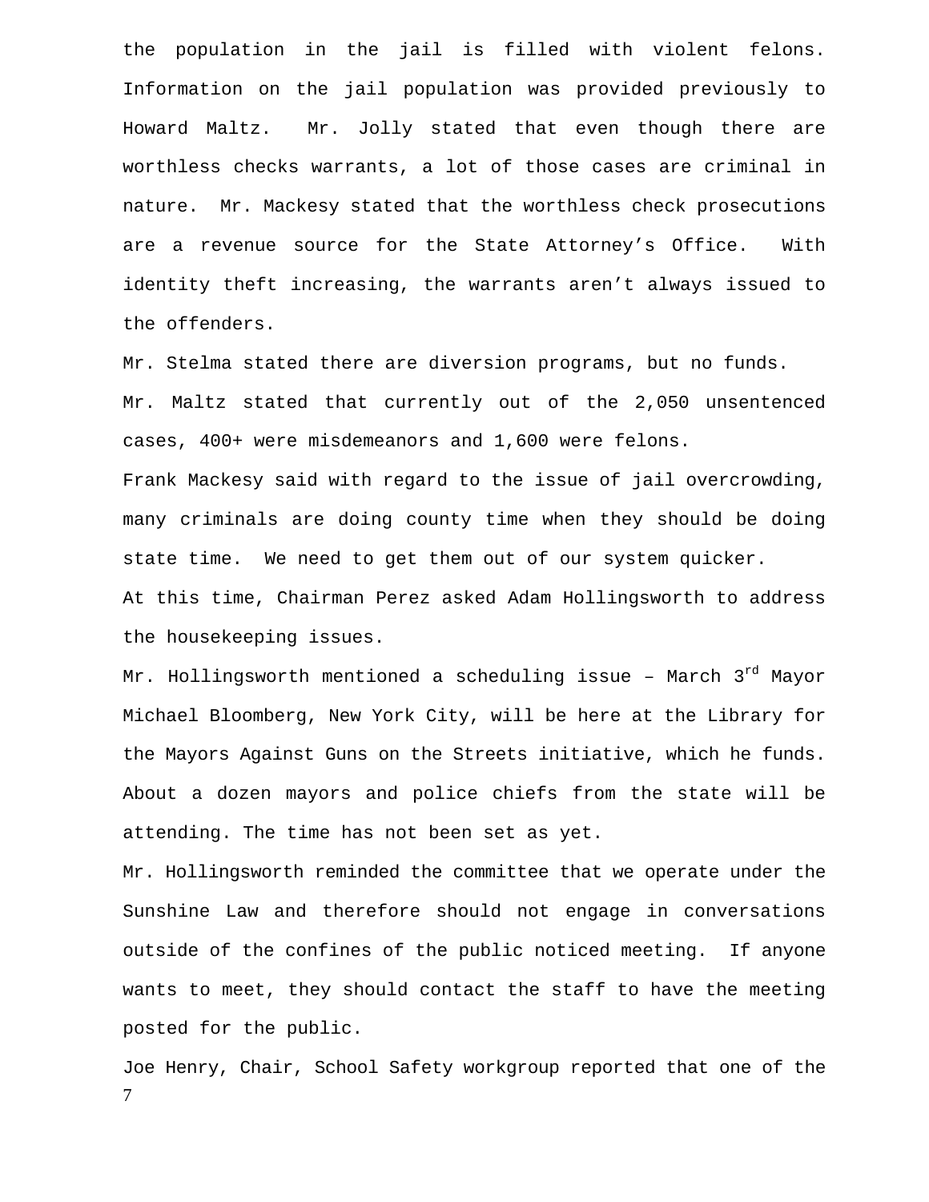the population in the jail is filled with violent felons. Information on the jail population was provided previously to Howard Maltz. Mr. Jolly stated that even though there are worthless checks warrants, a lot of those cases are criminal in nature. Mr. Mackesy stated that the worthless check prosecutions are a revenue source for the State Attorney's Office. With identity theft increasing, the warrants aren't always issued to the offenders.

Mr. Stelma stated there are diversion programs, but no funds.

Mr. Maltz stated that currently out of the 2,050 unsentenced cases, 400+ were misdemeanors and 1,600 were felons.

Frank Mackesy said with regard to the issue of jail overcrowding, many criminals are doing county time when they should be doing state time. We need to get them out of our system quicker.

At this time, Chairman Perez asked Adam Hollingsworth to address the housekeeping issues.

Mr. Hollingsworth mentioned a scheduling issue – March 3rd Mayor Michael Bloomberg, New York City, will be here at the Library for the Mayors Against Guns on the Streets initiative, which he funds. About a dozen mayors and police chiefs from the state will be attending. The time has not been set as yet.

Mr. Hollingsworth reminded the committee that we operate under the Sunshine Law and therefore should not engage in conversations outside of the confines of the public noticed meeting. If anyone wants to meet, they should contact the staff to have the meeting posted for the public.

Joe Henry, Chair, School Safety workgroup reported that one of the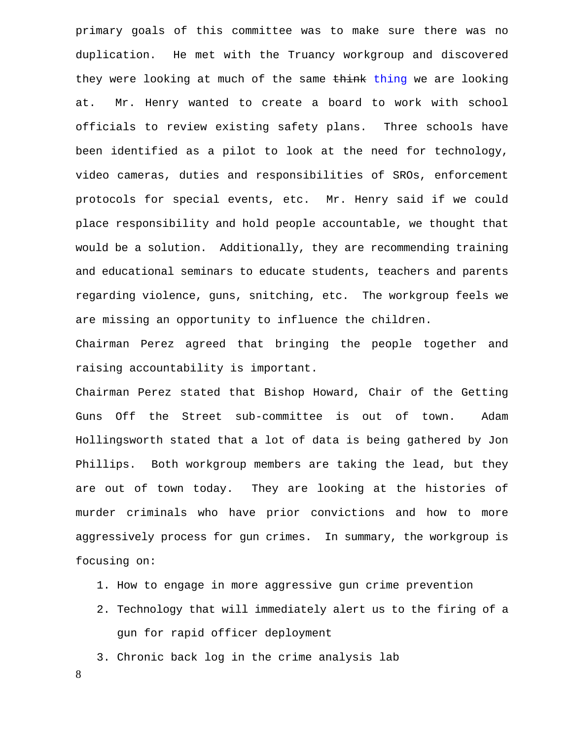primary goals of this committee was to make sure there was no duplication. He met with the Truancy workgroup and discovered they were looking at much of the same ~~think~~ thing we are looking at. Mr. Henry wanted to create a board to work with school officials to review existing safety plans. Three schools have been identified as a pilot to look at the need for technology, video cameras, duties and responsibilities of SROs, enforcement protocols for special events, etc. Mr. Henry said if we could place responsibility and hold people accountable, we thought that would be a solution. Additionally, they are recommending training and educational seminars to educate students, teachers and parents regarding violence, guns, snitching, etc. The workgroup feels we are missing an opportunity to influence the children.

Chairman Perez agreed that bringing the people together and raising accountability is important.

Chairman Perez stated that Bishop Howard, Chair of the Getting Guns Off the Street sub-committee is out of town. Adam Hollingsworth stated that a lot of data is being gathered by Jon Phillips. Both workgroup members are taking the lead, but they are out of town today. They are looking at the histories of murder criminals who have prior convictions and how to more aggressively process for gun crimes. In summary, the workgroup is focusing on:

1. How to engage in more aggressive gun crime prevention
2. Technology that will immediately alert us to the firing of a gun for rapid officer deployment
3. Chronic back log in the crime analysis lab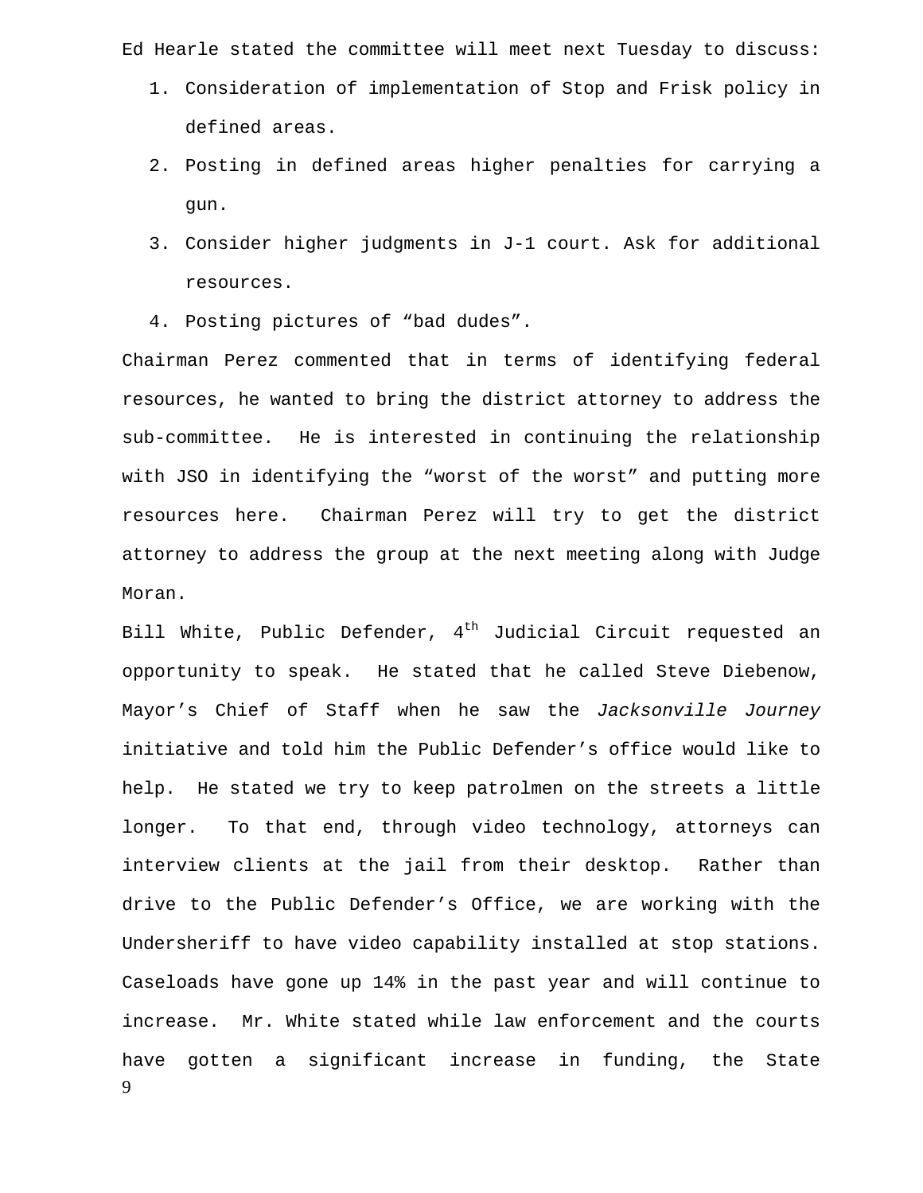Ed Hearle stated the committee will meet next Tuesday to discuss:

1. Consideration of implementation of Stop and Frisk policy in defined areas.
2. Posting in defined areas higher penalties for carrying a gun.
3. Consider higher judgments in J-1 court. Ask for additional resources.
4. Posting pictures of "bad dudes".

Chairman Perez commented that in terms of identifying federal resources, he wanted to bring the district attorney to address the sub-committee. He is interested in continuing the relationship with JSO in identifying the "worst of the worst" and putting more resources here. Chairman Perez will try to get the district attorney to address the group at the next meeting along with Judge Moran.

Bill White, Public Defender, 4th Judicial Circuit requested an opportunity to speak. He stated that he called Steve Diebenow, Mayor's Chief of Staff when he saw the *Jacksonville Journey* initiative and told him the Public Defender's office would like to help. He stated we try to keep patrolmen on the streets a little longer. To that end, through video technology, attorneys can interview clients at the jail from their desktop. Rather than drive to the Public Defender's Office, we are working with the Undersheriff to have video capability installed at stop stations. Caseloads have gone up 14% in the past year and will continue to increase. Mr. White stated while law enforcement and the courts have gotten a significant increase in funding, the State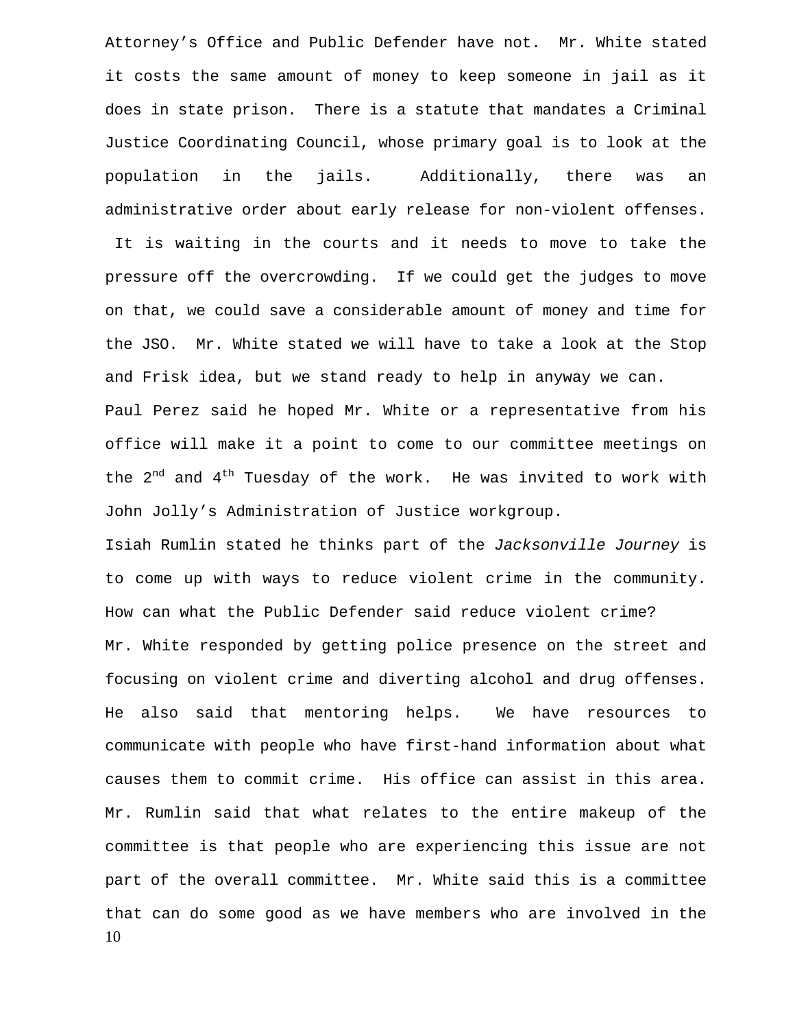Attorney's Office and Public Defender have not. Mr. White stated it costs the same amount of money to keep someone in jail as it does in state prison. There is a statute that mandates a Criminal Justice Coordinating Council, whose primary goal is to look at the population in the jails. Additionally, there was an administrative order about early release for non-violent offenses. It is waiting in the courts and it needs to move to take the pressure off the overcrowding. If we could get the judges to move on that, we could save a considerable amount of money and time for the JSO. Mr. White stated we will have to take a look at the Stop and Frisk idea, but we stand ready to help in anyway we can.

Paul Perez said he hoped Mr. White or a representative from his office will make it a point to come to our committee meetings on the 2nd and 4th Tuesday of the work. He was invited to work with John Jolly's Administration of Justice workgroup.

Isiah Rumlin stated he thinks part of the *Jacksonville Journey* is to come up with ways to reduce violent crime in the community. How can what the Public Defender said reduce violent crime?

Mr. White responded by getting police presence on the street and focusing on violent crime and diverting alcohol and drug offenses. He also said that mentoring helps. We have resources to communicate with people who have first-hand information about what causes them to commit crime. His office can assist in this area. Mr. Rumlin said that what relates to the entire makeup of the committee is that people who are experiencing this issue are not part of the overall committee. Mr. White said this is a committee that can do some good as we have members who are involved in the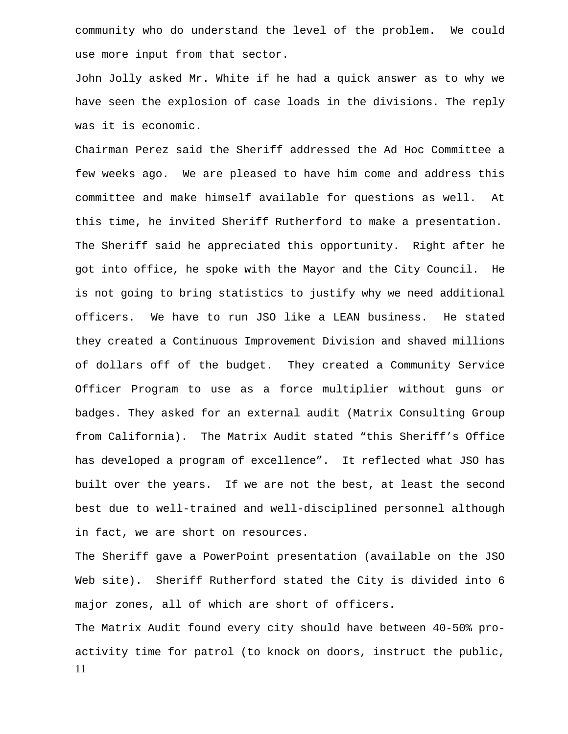community who do understand the level of the problem. We could use more input from that sector.

John Jolly asked Mr. White if he had a quick answer as to why we have seen the explosion of case loads in the divisions. The reply was it is economic.

Chairman Perez said the Sheriff addressed the Ad Hoc Committee a few weeks ago. We are pleased to have him come and address this committee and make himself available for questions as well. At this time, he invited Sheriff Rutherford to make a presentation.

The Sheriff said he appreciated this opportunity. Right after he got into office, he spoke with the Mayor and the City Council. He is not going to bring statistics to justify why we need additional officers. We have to run JSO like a LEAN business. He stated they created a Continuous Improvement Division and shaved millions of dollars off of the budget. They created a Community Service Officer Program to use as a force multiplier without guns or badges. They asked for an external audit (Matrix Consulting Group from California). The Matrix Audit stated "this Sheriff's Office has developed a program of excellence". It reflected what JSO has built over the years. If we are not the best, at least the second best due to well-trained and well-disciplined personnel although in fact, we are short on resources.

The Sheriff gave a PowerPoint presentation (available on the JSO Web site). Sheriff Rutherford stated the City is divided into 6 major zones, all of which are short of officers.

The Matrix Audit found every city should have between 40-50% pro-activity time for patrol (to knock on doors, instruct the public,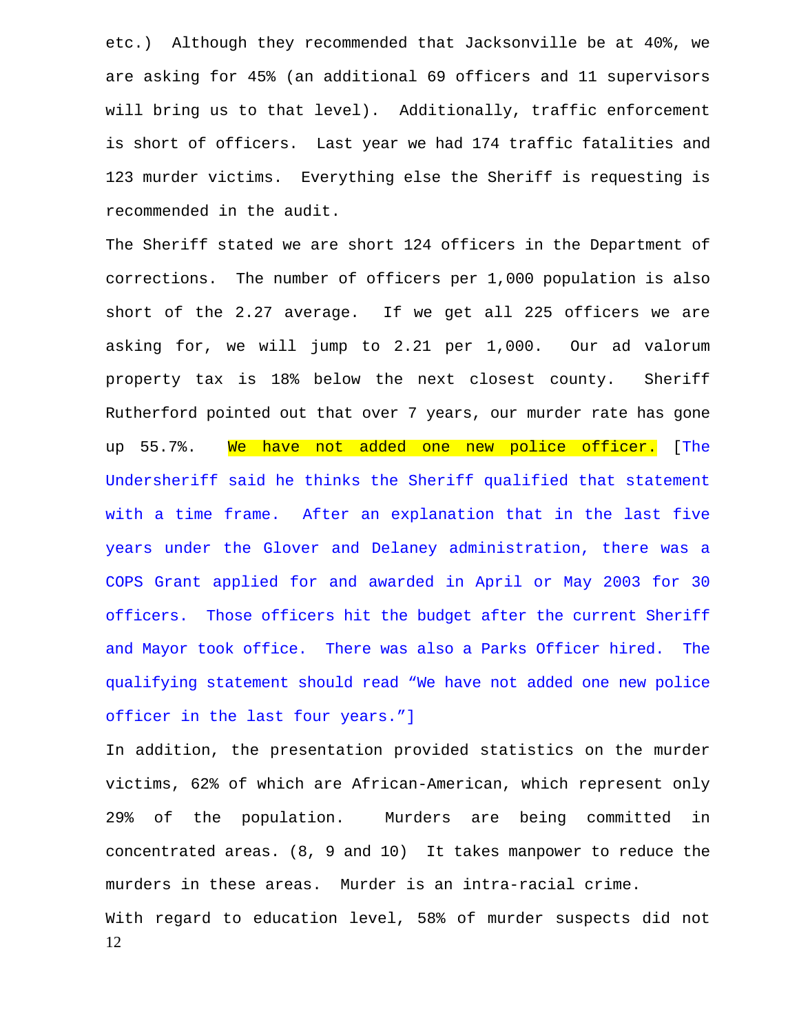etc.) Although they recommended that Jacksonville be at 40%, we are asking for 45% (an additional 69 officers and 11 supervisors will bring us to that level). Additionally, traffic enforcement is short of officers. Last year we had 174 traffic fatalities and 123 murder victims. Everything else the Sheriff is requesting is recommended in the audit.

The Sheriff stated we are short 124 officers in the Department of corrections. The number of officers per 1,000 population is also short of the 2.27 average. If we get all 225 officers we are asking for, we will jump to 2.21 per 1,000. Our ad valorum property tax is 18% below the next closest county. Sheriff Rutherford pointed out that over 7 years, our murder rate has gone up 55.7%. We have not added one new police officer. [The Undersheriff said he thinks the Sheriff qualified that statement with a time frame. After an explanation that in the last five years under the Glover and Delaney administration, there was a COPS Grant applied for and awarded in April or May 2003 for 30 officers. Those officers hit the budget after the current Sheriff and Mayor took office. There was also a Parks Officer hired. The qualifying statement should read "We have not added one new police officer in the last four years."]

In addition, the presentation provided statistics on the murder victims, 62% of which are African-American, which represent only 29% of the population. Murders are being committed in concentrated areas. (8, 9 and 10) It takes manpower to reduce the murders in these areas. Murder is an intra-racial crime.

With regard to education level, 58% of murder suspects did not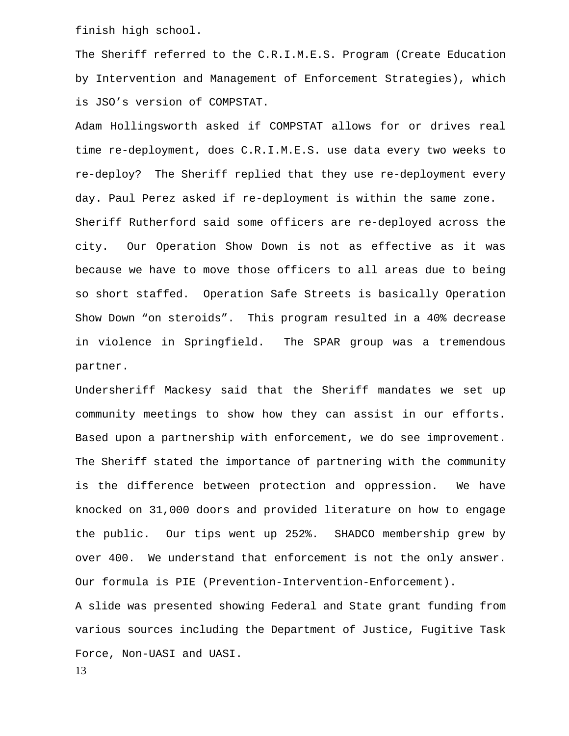finish high school.

The Sheriff referred to the C.R.I.M.E.S. Program (Create Education by Intervention and Management of Enforcement Strategies), which is JSO's version of COMPSTAT.

Adam Hollingsworth asked if COMPSTAT allows for or drives real time re-deployment, does C.R.I.M.E.S. use data every two weeks to re-deploy? The Sheriff replied that they use re-deployment every day. Paul Perez asked if re-deployment is within the same zone. Sheriff Rutherford said some officers are re-deployed across the city. Our Operation Show Down is not as effective as it was because we have to move those officers to all areas due to being so short staffed. Operation Safe Streets is basically Operation Show Down "on steroids". This program resulted in a 40% decrease in violence in Springfield. The SPAR group was a tremendous partner.

Undersheriff Mackesy said that the Sheriff mandates we set up community meetings to show how they can assist in our efforts. Based upon a partnership with enforcement, we do see improvement. The Sheriff stated the importance of partnering with the community is the difference between protection and oppression. We have knocked on 31,000 doors and provided literature on how to engage the public. Our tips went up 252%. SHADCO membership grew by over 400. We understand that enforcement is not the only answer. Our formula is PIE (Prevention-Intervention-Enforcement).

A slide was presented showing Federal and State grant funding from various sources including the Department of Justice, Fugitive Task Force, Non-UASI and UASI.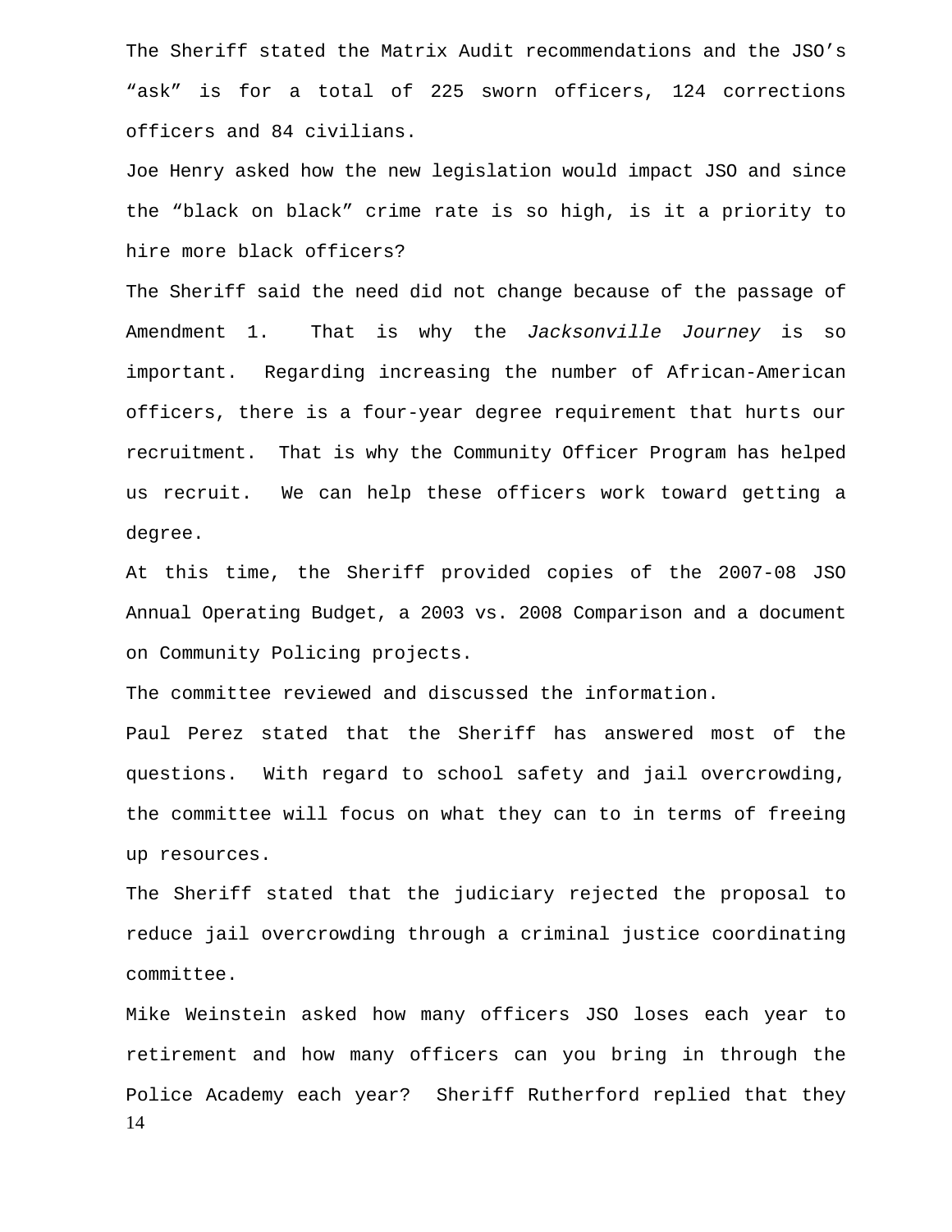The Sheriff stated the Matrix Audit recommendations and the JSO's "ask" is for a total of 225 sworn officers, 124 corrections officers and 84 civilians.

Joe Henry asked how the new legislation would impact JSO and since the "black on black" crime rate is so high, is it a priority to hire more black officers?

The Sheriff said the need did not change because of the passage of Amendment 1. That is why the *Jacksonville Journey* is so important. Regarding increasing the number of African-American officers, there is a four-year degree requirement that hurts our recruitment. That is why the Community Officer Program has helped us recruit. We can help these officers work toward getting a degree.

At this time, the Sheriff provided copies of the 2007-08 JSO Annual Operating Budget, a 2003 vs. 2008 Comparison and a document on Community Policing projects.

The committee reviewed and discussed the information.

Paul Perez stated that the Sheriff has answered most of the questions. With regard to school safety and jail overcrowding, the committee will focus on what they can to in terms of freeing up resources.

The Sheriff stated that the judiciary rejected the proposal to reduce jail overcrowding through a criminal justice coordinating committee.

Mike Weinstein asked how many officers JSO loses each year to retirement and how many officers can you bring in through the Police Academy each year? Sheriff Rutherford replied that they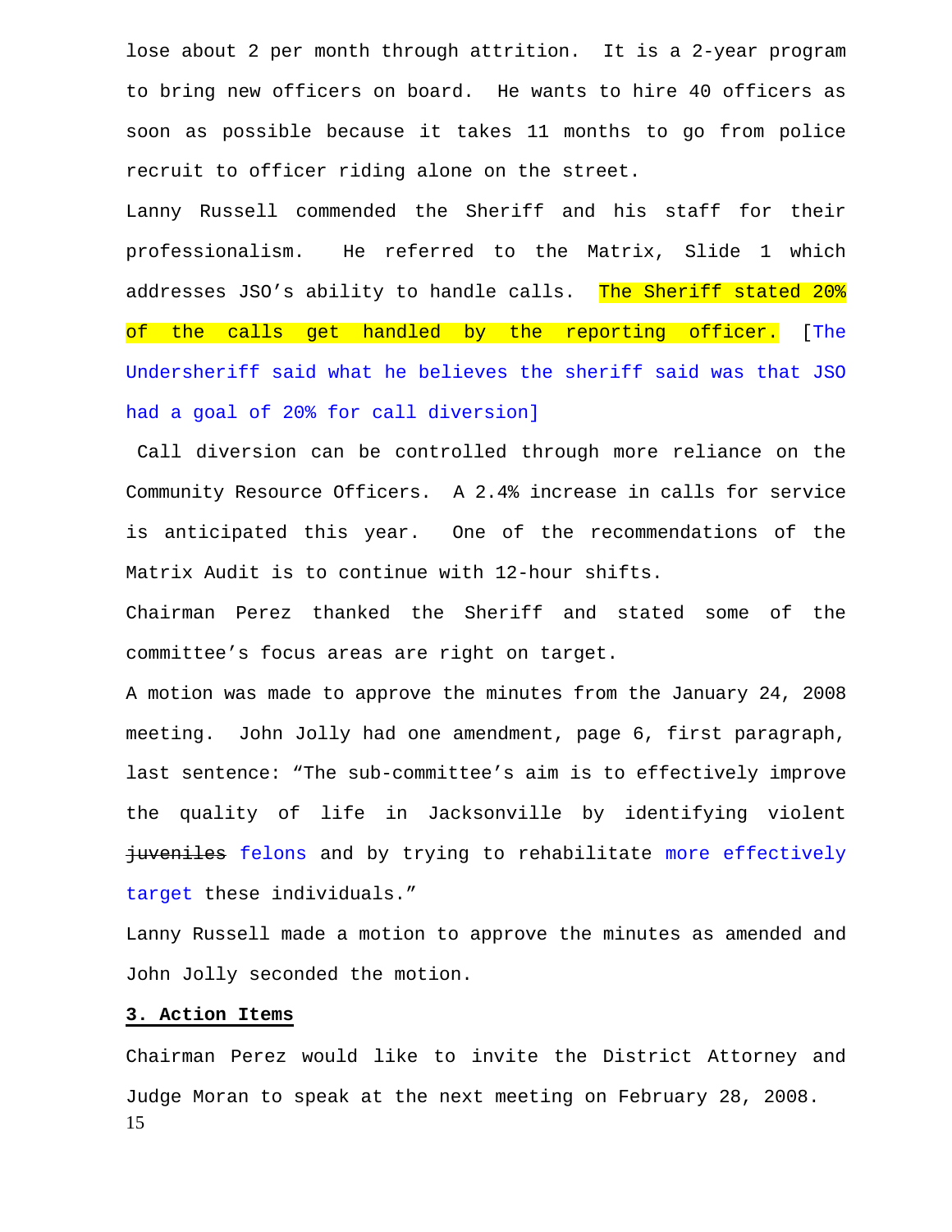lose about 2 per month through attrition. It is a 2-year program to bring new officers on board. He wants to hire 40 officers as soon as possible because it takes 11 months to go from police recruit to officer riding alone on the street.

Lanny Russell commended the Sheriff and his staff for their professionalism. He referred to the Matrix, Slide 1 which addresses JSO's ability to handle calls. The Sheriff stated 20% of the calls get handled by the reporting officer. [The Undersheriff said what he believes the sheriff said was that JSO had a goal of 20% for call diversion]

Call diversion can be controlled through more reliance on the Community Resource Officers. A 2.4% increase in calls for service is anticipated this year. One of the recommendations of the Matrix Audit is to continue with 12-hour shifts.

Chairman Perez thanked the Sheriff and stated some of the committee's focus areas are right on target.

A motion was made to approve the minutes from the January 24, 2008 meeting. John Jolly had one amendment, page 6, first paragraph, last sentence: "The sub-committee's aim is to effectively improve the quality of life in Jacksonville by identifying violent ~~juveniles~~ felons and by trying to rehabilitate more effectively target these individuals."

Lanny Russell made a motion to approve the minutes as amended and John Jolly seconded the motion.

**3. Action Items**

Chairman Perez would like to invite the District Attorney and Judge Moran to speak at the next meeting on February 28, 2008.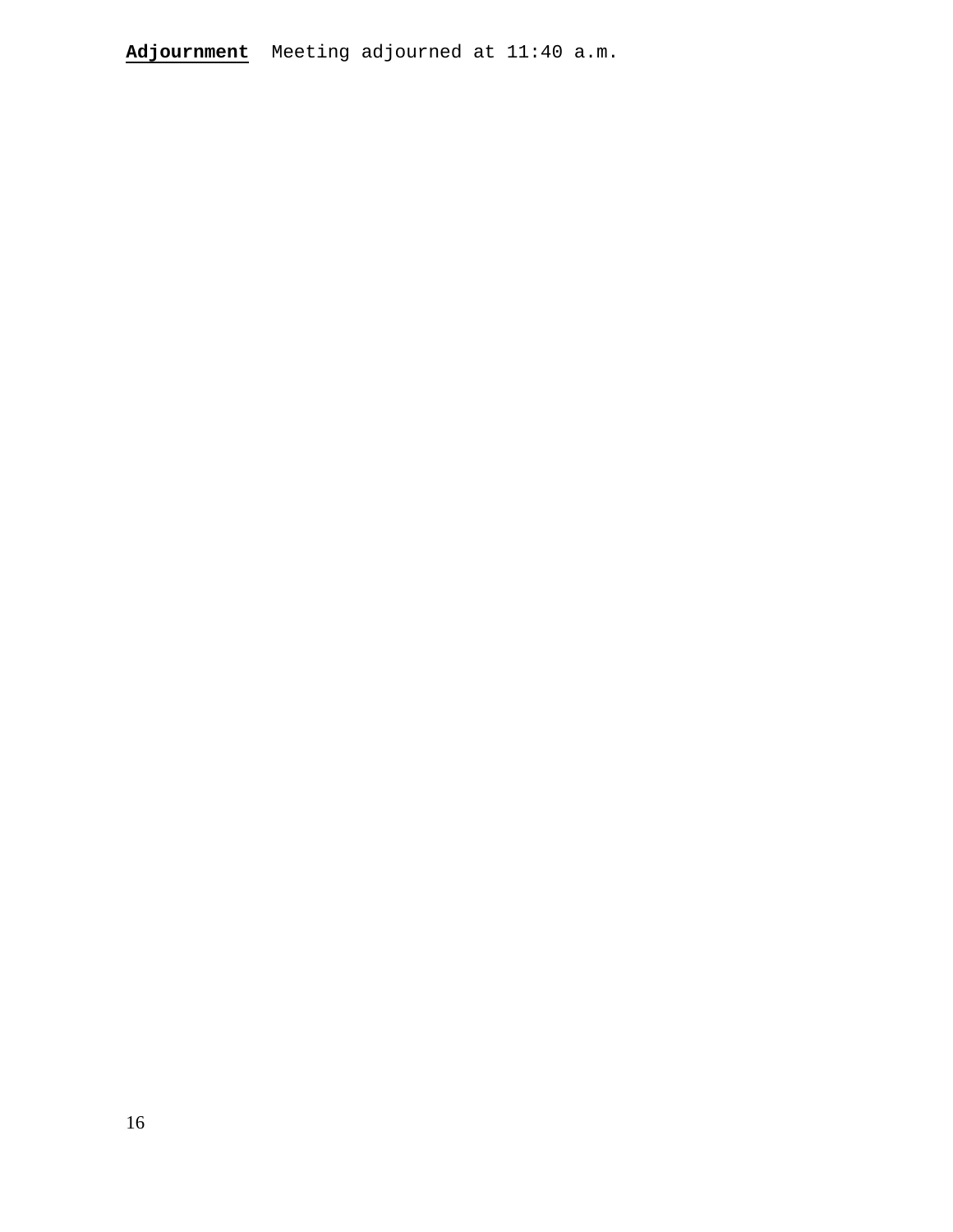**Adjournment** Meeting adjourned at 11:40 a.m.